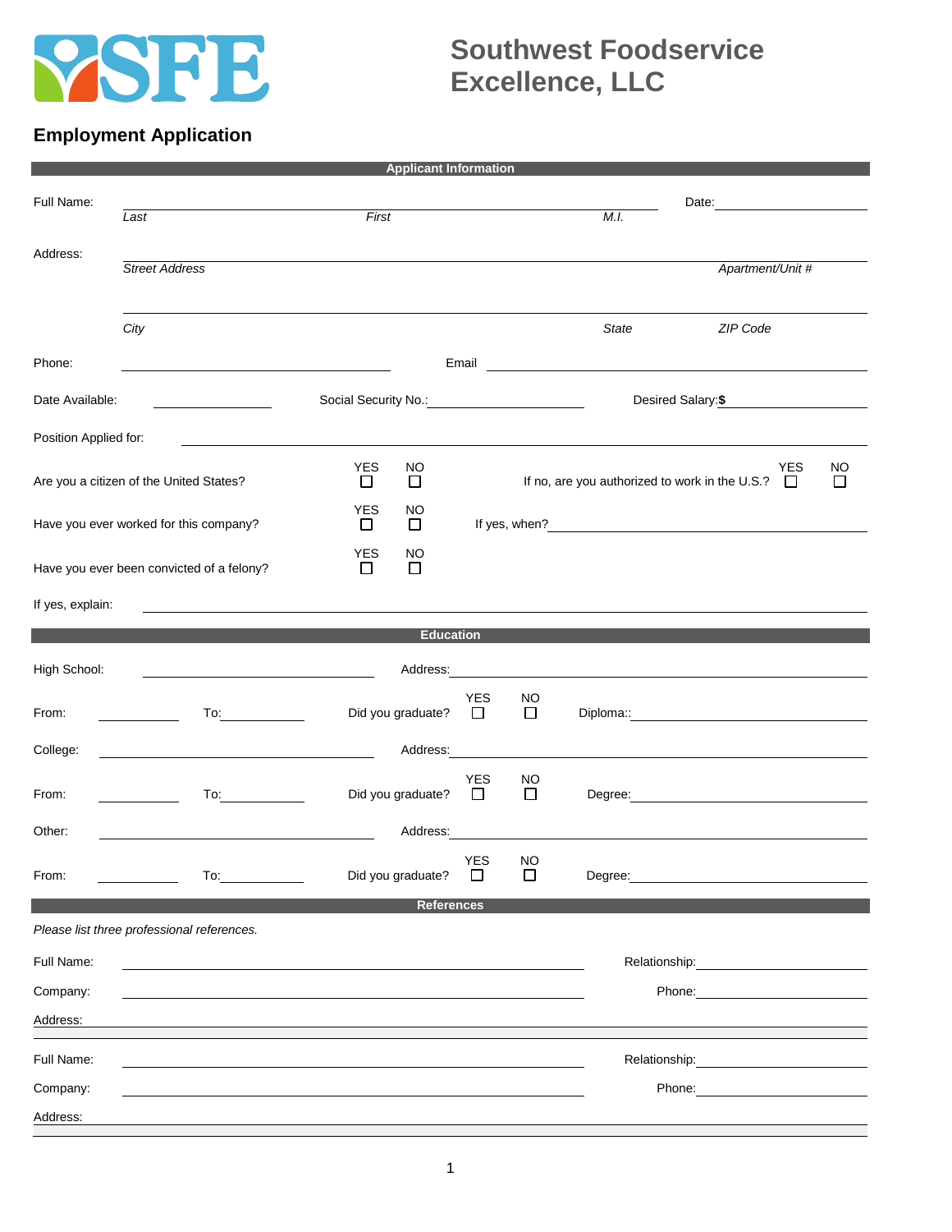# Southwest Foodservice Excellence, LLC

## Employment Application

### Applicant Information

Full Name: ______________________________________________ Date: ____________

*Last* *First* *M.I.*

Address: ______________________________________________

*Street Address* *Apartment/Unit #*

______________________________________________

*City* *State* *ZIP Code*

Phone: ____________________ Email ____________________

Date Available: __________ Social Security No.: __________ Desired Salary: **$** __________

Position Applied for: ______________________________________________

Are you a citizen of the United States? YES ☐ NO ☐ If no, are you authorized to work in the U.S.? YES ☐ NO ☐

Have you ever worked for this company? YES ☐ NO ☐ If yes, when? ____________________

Have you ever been convicted of a felony? YES ☐ NO ☐

If yes, explain: ______________________________________________

### Education

High School: ____________________ Address: ____________________

From: __________ To: __________ Did you graduate? YES ☐ NO ☐ Diploma:: ____________________

College: ____________________ Address: ____________________

From: __________ To: __________ Did you graduate? YES ☐ NO ☐ Degree: ____________________

Other: ____________________ Address: ____________________

From: __________ To: __________ Did you graduate? YES ☐ NO ☐ Degree: ____________________

### References

*Please list three professional references.*

Full Name: ____________________ Relationship: ____________________

Company: ____________________ Phone: ____________________

Address: ______________________________________________

Full Name: ____________________ Relationship: ____________________

Company: ____________________ Phone: ____________________

Address: ______________________________________________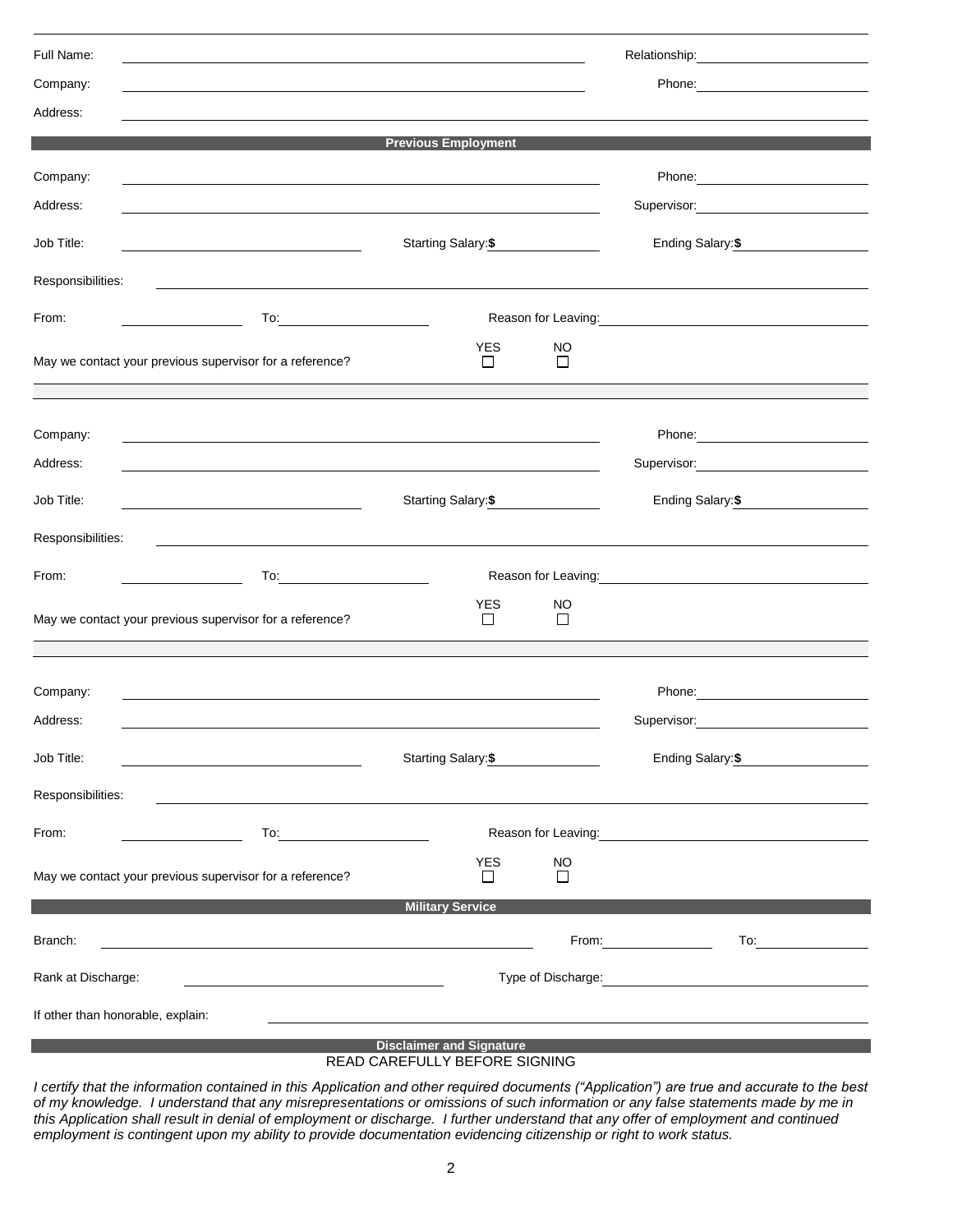Full Name: ______________________________ Relationship: ______________

Company: ______________________________ Phone: ______________

Address: ______________________________

## Previous Employment

Company: ______________________________ Phone: ______________

Address: ______________________________ Supervisor: ______________

Job Title: ______________ Starting Salary: $ ______________ Ending Salary: $ ______________

Responsibilities: ______________________________

From: ______________ To: ______________ Reason for Leaving: ______________

May we contact your previous supervisor for a reference? YES ☐ NO ☐

---

Company: ______________________________ Phone: ______________

Address: ______________________________ Supervisor: ______________

Job Title: ______________ Starting Salary: $ ______________ Ending Salary: $ ______________

Responsibilities: ______________________________

From: ______________ To: ______________ Reason for Leaving: ______________

May we contact your previous supervisor for a reference? YES ☐ NO ☐

---

Company: ______________________________ Phone: ______________

Address: ______________________________ Supervisor: ______________

Job Title: ______________ Starting Salary: $ ______________ Ending Salary: $ ______________

Responsibilities: ______________________________

From: ______________ To: ______________ Reason for Leaving: ______________

May we contact your previous supervisor for a reference? YES ☐ NO ☐

## Military Service

Branch: ______________________________ From: ______________ To: ______________

Rank at Discharge: ______________ Type of Discharge: ______________

If other than honorable, explain: ______________________________

## Disclaimer and Signature

READ CAREFULLY BEFORE SIGNING

*I certify that the information contained in this Application and other required documents ("Application") are true and accurate to the best of my knowledge. I understand that any misrepresentations or omissions of such information or any false statements made by me in this Application shall result in denial of employment or discharge. I further understand that any offer of employment and continued employment is contingent upon my ability to provide documentation evidencing citizenship or right to work status.*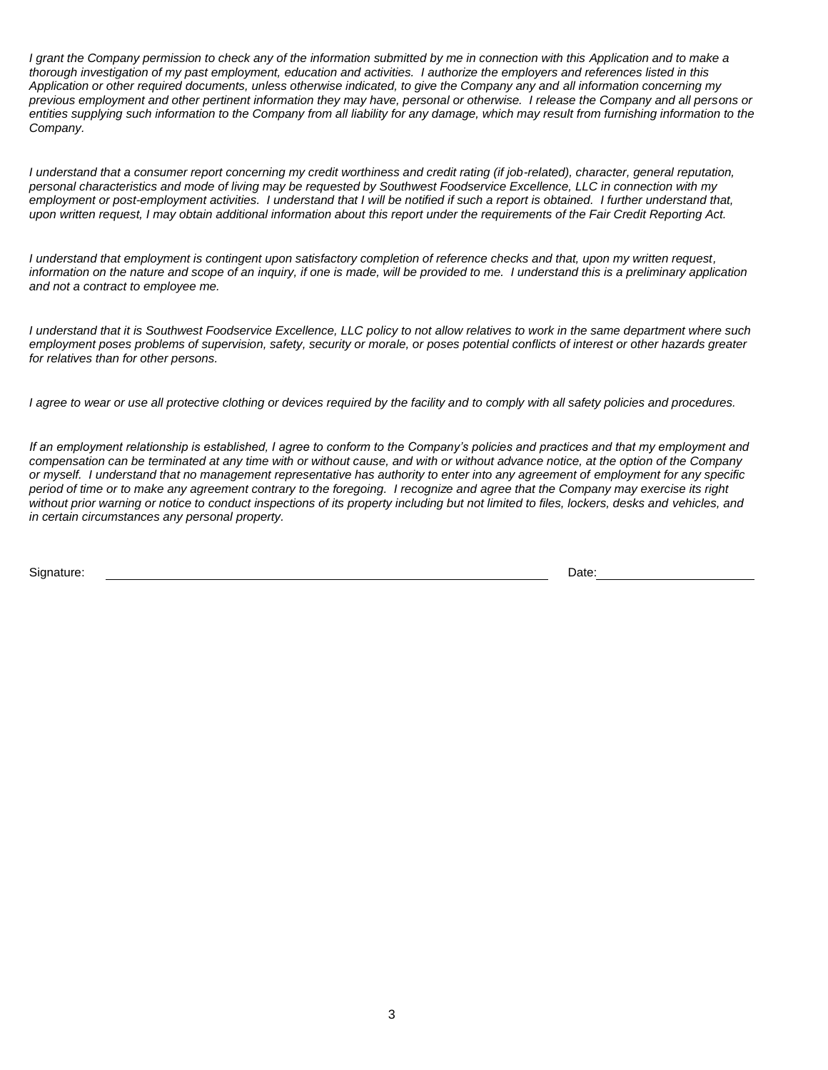*I grant the Company permission to check any of the information submitted by me in connection with this Application and to make a thorough investigation of my past employment, education and activities. I authorize the employers and references listed in this Application or other required documents, unless otherwise indicated, to give the Company any and all information concerning my previous employment and other pertinent information they may have, personal or otherwise. I release the Company and all persons or entities supplying such information to the Company from all liability for any damage, which may result from furnishing information to the Company.*

*I understand that a consumer report concerning my credit worthiness and credit rating (if job-related), character, general reputation, personal characteristics and mode of living may be requested by Southwest Foodservice Excellence, LLC in connection with my employment or post-employment activities. I understand that I will be notified if such a report is obtained. I further understand that, upon written request, I may obtain additional information about this report under the requirements of the Fair Credit Reporting Act.*

*I understand that employment is contingent upon satisfactory completion of reference checks and that, upon my written request, information on the nature and scope of an inquiry, if one is made, will be provided to me. I understand this is a preliminary application and not a contract to employee me.*

*I understand that it is Southwest Foodservice Excellence, LLC policy to not allow relatives to work in the same department where such employment poses problems of supervision, safety, security or morale, or poses potential conflicts of interest or other hazards greater for relatives than for other persons.*

*I agree to wear or use all protective clothing or devices required by the facility and to comply with all safety policies and procedures.*

*If an employment relationship is established, I agree to conform to the Company's policies and practices and that my employment and compensation can be terminated at any time with or without cause, and with or without advance notice, at the option of the Company or myself. I understand that no management representative has authority to enter into any agreement of employment for any specific period of time or to make any agreement contrary to the foregoing. I recognize and agree that the Company may exercise its right without prior warning or notice to conduct inspections of its property including but not limited to files, lockers, desks and vehicles, and in certain circumstances any personal property.*

Signature: ______________________________ Date: ______________